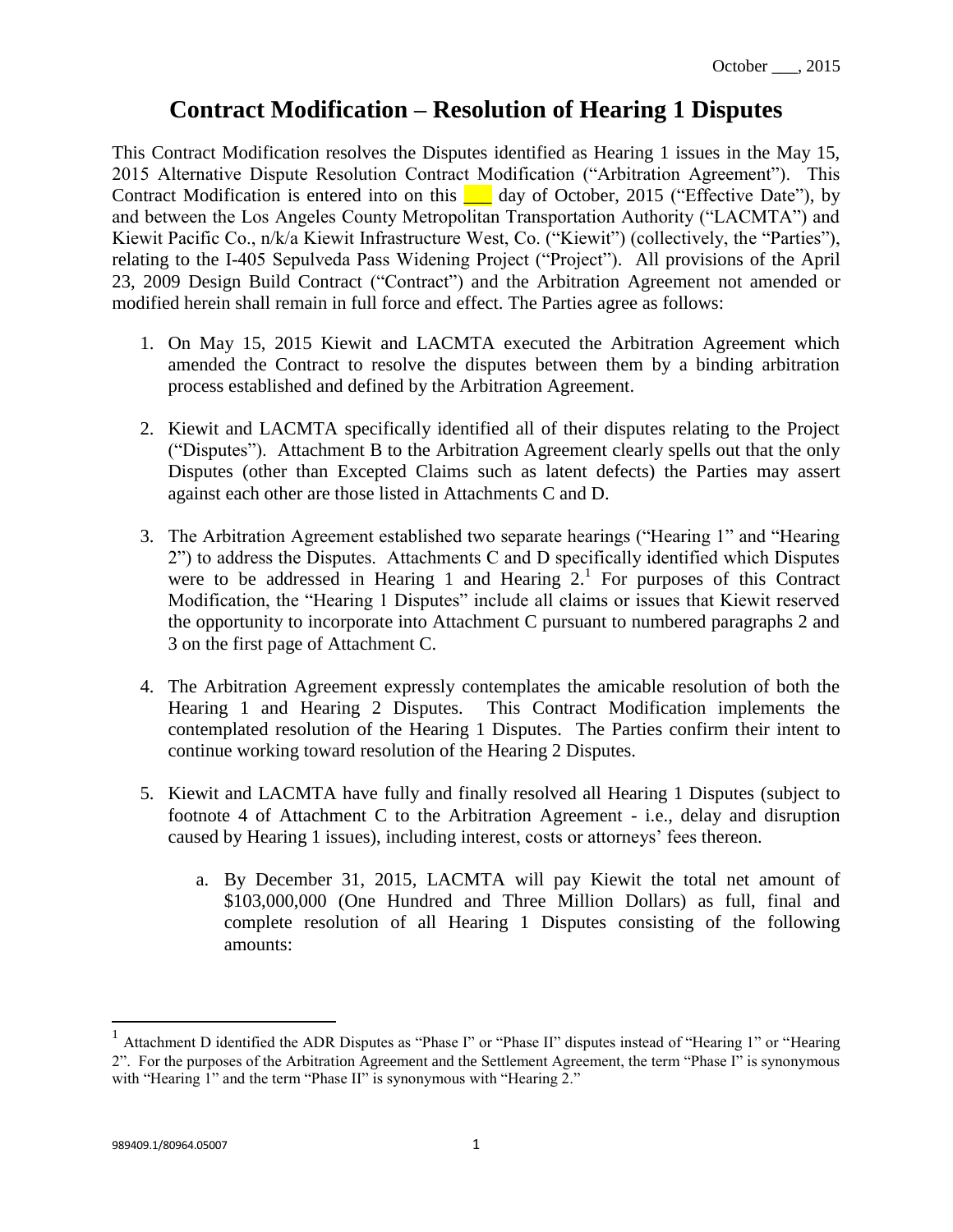October ___, 2015

# Contract Modification – Resolution of Hearing 1 Disputes

This Contract Modification resolves the Disputes identified as Hearing 1 issues in the May 15, 2015 Alternative Dispute Resolution Contract Modification ("Arbitration Agreement"). This Contract Modification is entered into on this ___ day of October, 2015 ("Effective Date"), by and between the Los Angeles County Metropolitan Transportation Authority ("LACMTA") and Kiewit Pacific Co., n/k/a Kiewit Infrastructure West, Co. ("Kiewit") (collectively, the "Parties"), relating to the I-405 Sepulveda Pass Widening Project ("Project"). All provisions of the April 23, 2009 Design Build Contract ("Contract") and the Arbitration Agreement not amended or modified herein shall remain in full force and effect. The Parties agree as follows:

1. On May 15, 2015 Kiewit and LACMTA executed the Arbitration Agreement which amended the Contract to resolve the disputes between them by a binding arbitration process established and defined by the Arbitration Agreement.

2. Kiewit and LACMTA specifically identified all of their disputes relating to the Project ("Disputes"). Attachment B to the Arbitration Agreement clearly spells out that the only Disputes (other than Excepted Claims such as latent defects) the Parties may assert against each other are those listed in Attachments C and D.

3. The Arbitration Agreement established two separate hearings ("Hearing 1" and "Hearing 2") to address the Disputes. Attachments C and D specifically identified which Disputes were to be addressed in Hearing 1 and Hearing 2.[1] For purposes of this Contract Modification, the "Hearing 1 Disputes" include all claims or issues that Kiewit reserved the opportunity to incorporate into Attachment C pursuant to numbered paragraphs 2 and 3 on the first page of Attachment C.

4. The Arbitration Agreement expressly contemplates the amicable resolution of both the Hearing 1 and Hearing 2 Disputes. This Contract Modification implements the contemplated resolution of the Hearing 1 Disputes. The Parties confirm their intent to continue working toward resolution of the Hearing 2 Disputes.

5. Kiewit and LACMTA have fully and finally resolved all Hearing 1 Disputes (subject to footnote 4 of Attachment C to the Arbitration Agreement - i.e., delay and disruption caused by Hearing 1 issues), including interest, costs or attorneys' fees thereon.

   a. By December 31, 2015, LACMTA will pay Kiewit the total net amount of $103,000,000 (One Hundred and Three Million Dollars) as full, final and complete resolution of all Hearing 1 Disputes consisting of the following amounts:

[1] Attachment D identified the ADR Disputes as "Phase I" or "Phase II" disputes instead of "Hearing 1" or "Hearing 2". For the purposes of the Arbitration Agreement and the Settlement Agreement, the term "Phase I" is synonymous with "Hearing 1" and the term "Phase II" is synonymous with "Hearing 2."

989409.1/80964.05007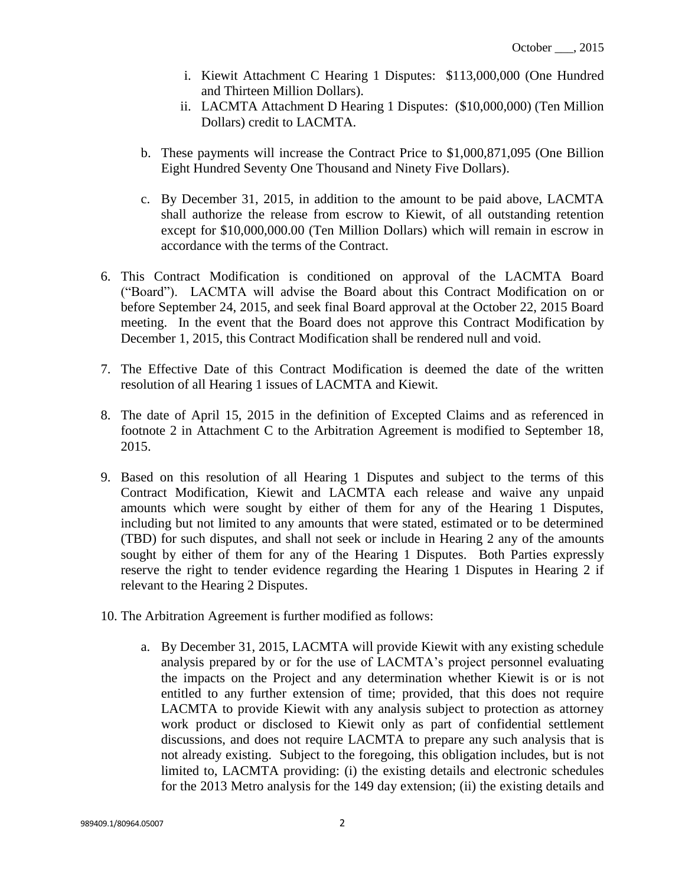October ___, 2015

i. Kiewit Attachment C Hearing 1 Disputes: $113,000,000 (One Hundred and Thirteen Million Dollars).
ii. LACMTA Attachment D Hearing 1 Disputes: ($10,000,000) (Ten Million Dollars) credit to LACMTA.

b. These payments will increase the Contract Price to $1,000,871,095 (One Billion Eight Hundred Seventy One Thousand and Ninety Five Dollars).

c. By December 31, 2015, in addition to the amount to be paid above, LACMTA shall authorize the release from escrow to Kiewit, of all outstanding retention except for $10,000,000.00 (Ten Million Dollars) which will remain in escrow in accordance with the terms of the Contract.

6. This Contract Modification is conditioned on approval of the LACMTA Board ("Board"). LACMTA will advise the Board about this Contract Modification on or before September 24, 2015, and seek final Board approval at the October 22, 2015 Board meeting. In the event that the Board does not approve this Contract Modification by December 1, 2015, this Contract Modification shall be rendered null and void.

7. The Effective Date of this Contract Modification is deemed the date of the written resolution of all Hearing 1 issues of LACMTA and Kiewit.

8. The date of April 15, 2015 in the definition of Excepted Claims and as referenced in footnote 2 in Attachment C to the Arbitration Agreement is modified to September 18, 2015.

9. Based on this resolution of all Hearing 1 Disputes and subject to the terms of this Contract Modification, Kiewit and LACMTA each release and waive any unpaid amounts which were sought by either of them for any of the Hearing 1 Disputes, including but not limited to any amounts that were stated, estimated or to be determined (TBD) for such disputes, and shall not seek or include in Hearing 2 any of the amounts sought by either of them for any of the Hearing 1 Disputes. Both Parties expressly reserve the right to tender evidence regarding the Hearing 1 Disputes in Hearing 2 if relevant to the Hearing 2 Disputes.

10. The Arbitration Agreement is further modified as follows:

a. By December 31, 2015, LACMTA will provide Kiewit with any existing schedule analysis prepared by or for the use of LACMTA's project personnel evaluating the impacts on the Project and any determination whether Kiewit is or is not entitled to any further extension of time; provided, that this does not require LACMTA to provide Kiewit with any analysis subject to protection as attorney work product or disclosed to Kiewit only as part of confidential settlement discussions, and does not require LACMTA to prepare any such analysis that is not already existing. Subject to the foregoing, this obligation includes, but is not limited to, LACMTA providing: (i) the existing details and electronic schedules for the 2013 Metro analysis for the 149 day extension; (ii) the existing details and

989409.1/80964.05007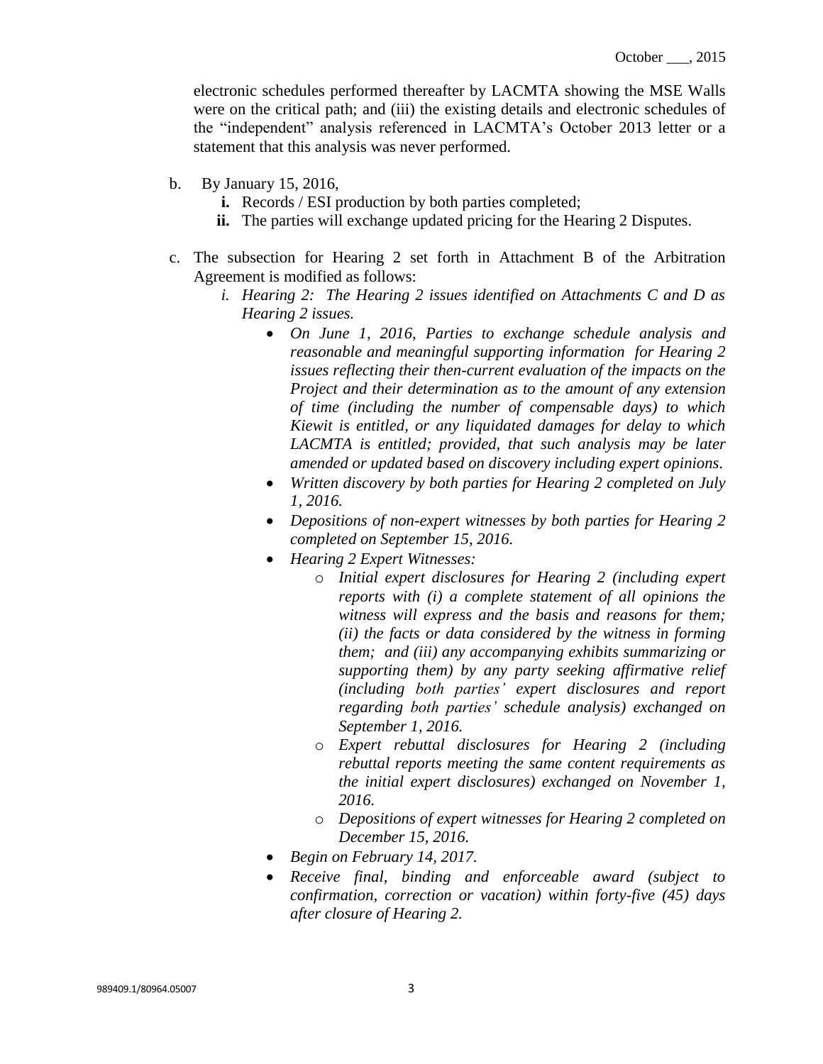electronic schedules performed thereafter by LACMTA showing the MSE Walls were on the critical path; and (iii) the existing details and electronic schedules of the "independent" analysis referenced in LACMTA's October 2013 letter or a statement that this analysis was never performed.

b. By January 15, 2016,
   **i.** Records / ESI production by both parties completed;
   **ii.** The parties will exchange updated pricing for the Hearing 2 Disputes.

c. The subsection for Hearing 2 set forth in Attachment B of the Arbitration Agreement is modified as follows:
   *i. Hearing 2: The Hearing 2 issues identified on Attachments C and D as Hearing 2 issues.*
   - *On June 1, 2016, Parties to exchange schedule analysis and reasonable and meaningful supporting information for Hearing 2 issues reflecting their then-current evaluation of the impacts on the Project and their determination as to the amount of any extension of time (including the number of compensable days) to which Kiewit is entitled, or any liquidated damages for delay to which LACMTA is entitled; provided, that such analysis may be later amended or updated based on discovery including expert opinions.*
   - *Written discovery by both parties for Hearing 2 completed on July 1, 2016.*
   - *Depositions of non-expert witnesses by both parties for Hearing 2 completed on September 15, 2016.*
   - *Hearing 2 Expert Witnesses:*
     - *Initial expert disclosures for Hearing 2 (including expert reports with (i) a complete statement of all opinions the witness will express and the basis and reasons for them; (ii) the facts or data considered by the witness in forming them; and (iii) any accompanying exhibits summarizing or supporting them) by any party seeking affirmative relief (including both parties' expert disclosures and report regarding both parties' schedule analysis) exchanged on September 1, 2016.*
     - *Expert rebuttal disclosures for Hearing 2 (including rebuttal reports meeting the same content requirements as the initial expert disclosures) exchanged on November 1, 2016.*
     - *Depositions of expert witnesses for Hearing 2 completed on December 15, 2016.*
   - *Begin on February 14, 2017.*
   - *Receive final, binding and enforceable award (subject to confirmation, correction or vacation) within forty-five (45) days after closure of Hearing 2.*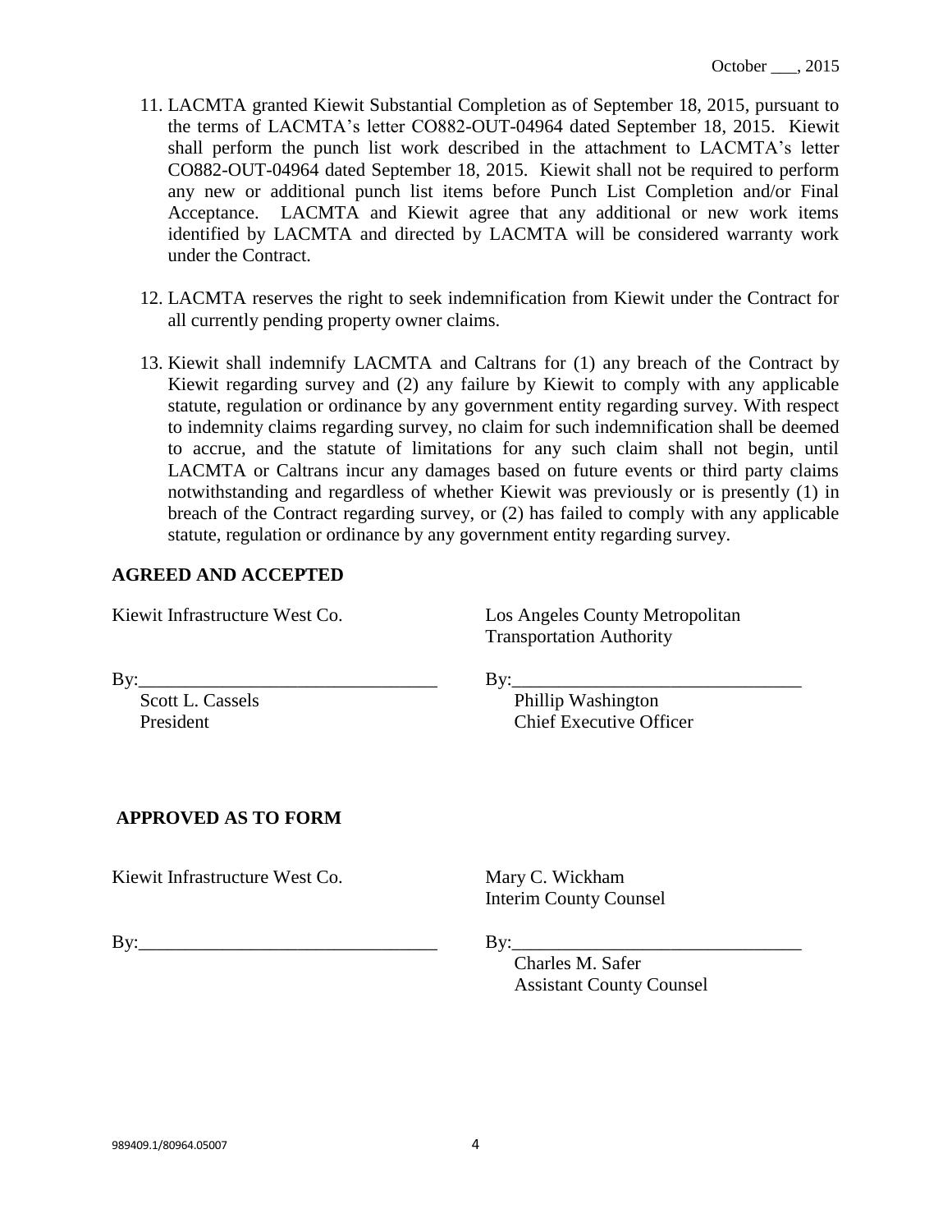11. LACMTA granted Kiewit Substantial Completion as of September 18, 2015, pursuant to the terms of LACMTA's letter CO882-OUT-04964 dated September 18, 2015. Kiewit shall perform the punch list work described in the attachment to LACMTA's letter CO882-OUT-04964 dated September 18, 2015. Kiewit shall not be required to perform any new or additional punch list items before Punch List Completion and/or Final Acceptance. LACMTA and Kiewit agree that any additional or new work items identified by LACMTA and directed by LACMTA will be considered warranty work under the Contract.

12. LACMTA reserves the right to seek indemnification from Kiewit under the Contract for all currently pending property owner claims.

13. Kiewit shall indemnify LACMTA and Caltrans for (1) any breach of the Contract by Kiewit regarding survey and (2) any failure by Kiewit to comply with any applicable statute, regulation or ordinance by any government entity regarding survey. With respect to indemnity claims regarding survey, no claim for such indemnification shall be deemed to accrue, and the statute of limitations for any such claim shall not begin, until LACMTA or Caltrans incur any damages based on future events or third party claims notwithstanding and regardless of whether Kiewit was previously or is presently (1) in breach of the Contract regarding survey, or (2) has failed to comply with any applicable statute, regulation or ordinance by any government entity regarding survey.

**AGREED AND ACCEPTED**

Kiewit Infrastructure West Co.

By:_______________________________
Scott L. Cassels
President

Los Angeles County Metropolitan Transportation Authority

By:_______________________________
Phillip Washington
Chief Executive Officer

**APPROVED AS TO FORM**

Kiewit Infrastructure West Co.

By:_______________________________

Mary C. Wickham
Interim County Counsel

By:_______________________________
Charles M. Safer
Assistant County Counsel

989409.1/80964.05007